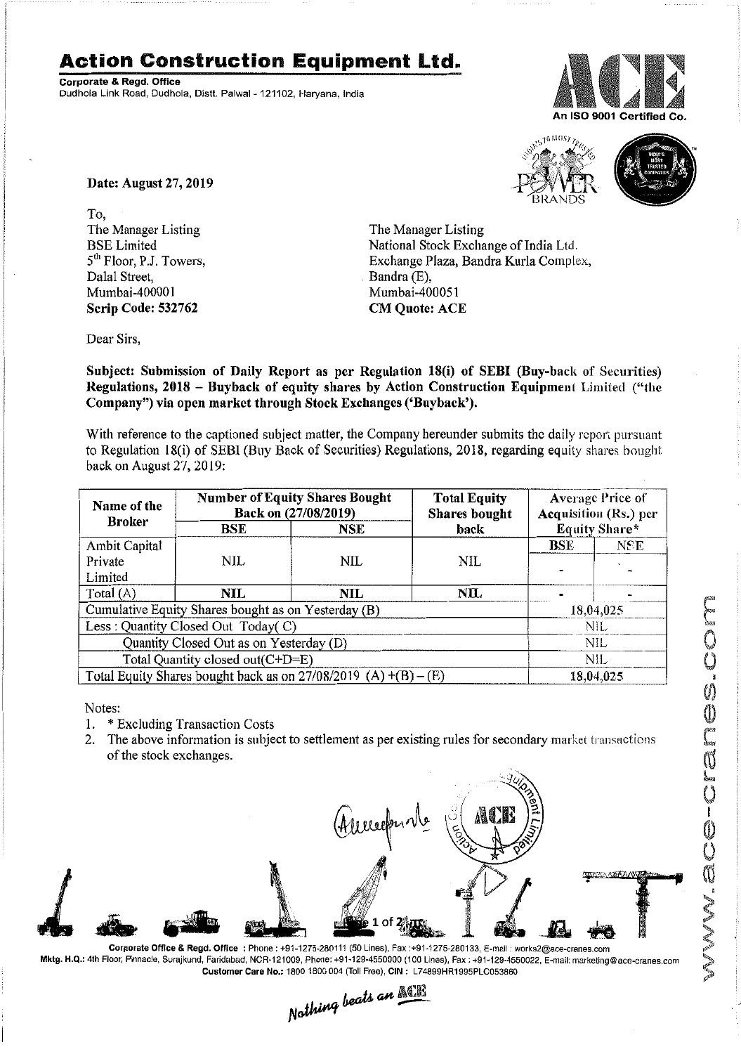# Action Construction Equipment Ltd.

**Corporate & Regd. Office**
Dudhola Link Road, Dudhola, Distt. Palwal - 121102, Haryana, India

An ISO 9001 Certified Co.

**Date: August 27, 2019**

To,

The Manager Listing
BSE Limited
5th Floor, P.J. Towers,
Dalal Street,
Mumbai-400001
**Scrip Code: 532762**

The Manager Listing
National Stock Exchange of India Ltd.
Exchange Plaza, Bandra Kurla Complex,
Bandra (E),
Mumbai-400051
**CM Quote: ACE**

Dear Sirs,

**Subject: Submission of Daily Report as per Regulation 18(i) of SEBI (Buy-back of Securities) Regulations, 2018 – Buyback of equity shares by Action Construction Equipment Limited ("the Company") via open market through Stock Exchanges ('Buyback').**

With reference to the captioned subject matter, the Company hereunder submits the daily report pursuant to Regulation 18(i) of SEBI (Buy Back of Securities) Regulations, 2018, regarding equity shares bought back on August 27, 2019:

| Name of the Broker | Number of Equity Shares Bought Back on (27/08/2019) | | Total Equity Shares bought back | Average Price of Acquisition (Rs.) per Equity Share* | |
|---|---|---|---|---|---|
| | BSE | NSE | | BSE | NSE |
| Ambit Capital Private Limited | NIL | NIL | NIL | - | - |
| Total (A) | NIL | NIL | NIL | - | - |
| Cumulative Equity Shares bought as on Yesterday (B) | | | | 18,04,025 | |
| Less : Quantity Closed Out Today( C) | | | | NIL | |
| Quantity Closed Out as on Yesterday (D) | | | | NIL | |
| Total Quantity closed out(C+D=E) | | | | NIL | |
| Total Equity Shares bought back as on 27/08/2019 (A) +(B) – (E) | | | | 18,04,025 | |

Notes:

1. * Excluding Transaction Costs
2. The above information is subject to settlement as per existing rules for secondary market transactions of the stock exchanges.

**Corporate Office & Regd. Office** : Phone : +91-1275-280111 (50 Lines), Fax :+91-1275-280133, E-mail : works2@ace-cranes.com
**Mktg. H.Q.:** 4th Floor, Pinnacle, Surajkund, Faridabad, NCR-121009, Phone: +91-129-4550000 (100 Lines), Fax : +91-129-4550022, E-mail: marketing@ace-cranes.com
**Customer Care No.:** 1800 1800 004 (Toll Free), **CIN :** L74899HR1995PLC053860

*Nothing beats an ACE*

www.ace-cranes.com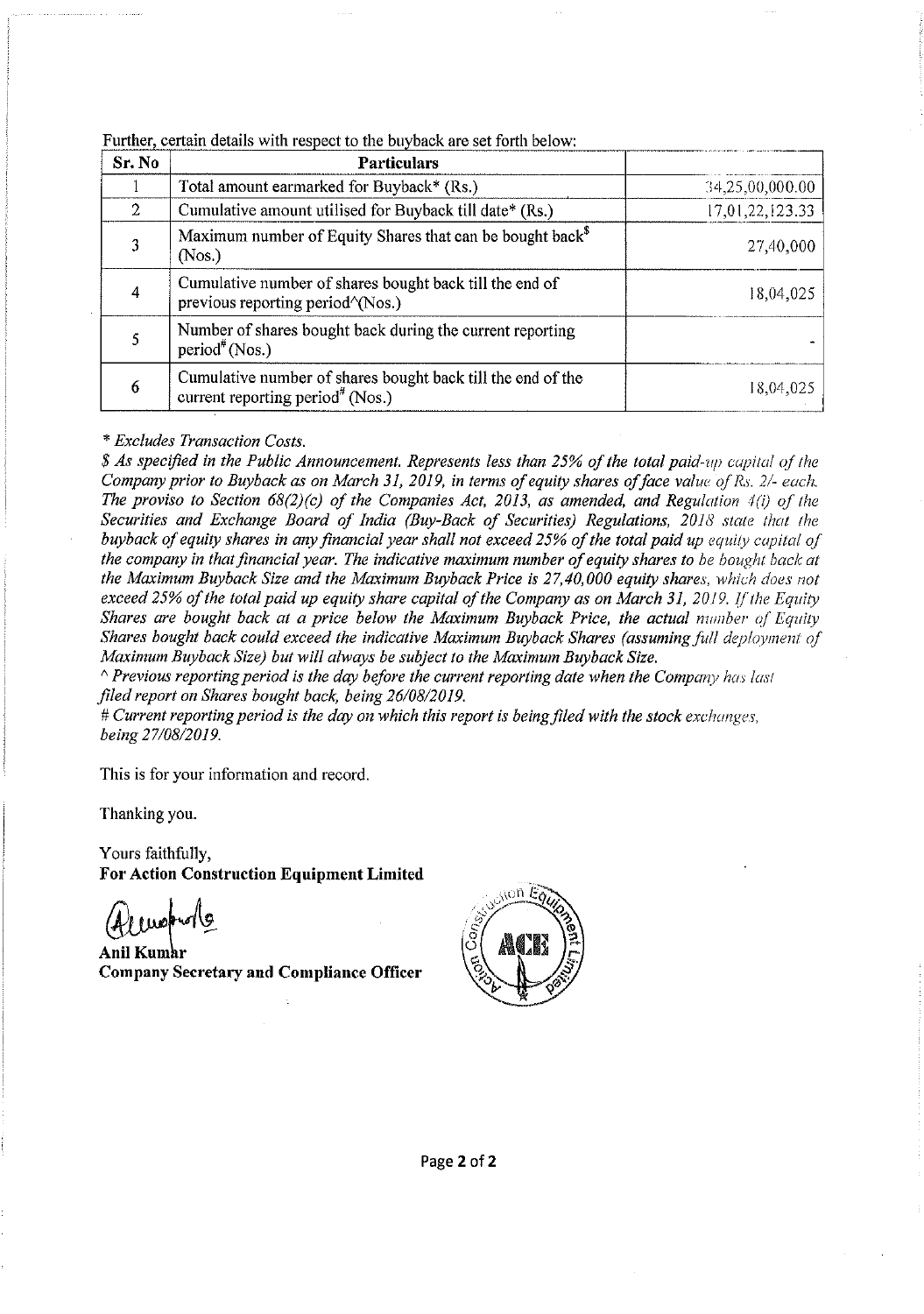Further, certain details with respect to the buyback are set forth below:

| Sr. No | Particulars | |
|---|---|---|
| 1 | Total amount earmarked for Buyback* (Rs.) | 34,25,00,000.00 |
| 2 | Cumulative amount utilised for Buyback till date* (Rs.) | 17,01,22,123.33 |
| 3 | Maximum number of Equity Shares that can be bought back$ (Nos.) | 27,40,000 |
| 4 | Cumulative number of shares bought back till the end of previous reporting period^(Nos.) | 18,04,025 |
| 5 | Number of shares bought back during the current reporting period# (Nos.) | - |
| 6 | Cumulative number of shares bought back till the end of the current reporting period# (Nos.) | 18,04,025 |

*\* Excludes Transaction Costs.*

*$ As specified in the Public Announcement. Represents less than 25% of the total paid-up capital of the Company prior to Buyback as on March 31, 2019, in terms of equity shares of face value of Rs. 2/- each. The proviso to Section 68(2)(c) of the Companies Act, 2013, as amended, and Regulation 4(i) of the Securities and Exchange Board of India (Buy-Back of Securities) Regulations, 2018 state that the buyback of equity shares in any financial year shall not exceed 25% of the total paid up equity capital of the company in that financial year. The indicative maximum number of equity shares to be bought back at the Maximum Buyback Size and the Maximum Buyback Price is 27,40,000 equity shares, which does not exceed 25% of the total paid up equity share capital of the Company as on March 31, 2019. If the Equity Shares are bought back at a price below the Maximum Buyback Price, the actual number of Equity Shares bought back could exceed the indicative Maximum Buyback Shares (assuming full deployment of Maximum Buyback Size) but will always be subject to the Maximum Buyback Size.*

*^ Previous reporting period is the day before the current reporting date when the Company has last filed report on Shares bought back, being 26/08/2019.*

*# Current reporting period is the day on which this report is being filed with the stock exchanges, being 27/08/2019.*

This is for your information and record.

Thanking you.

Yours faithfully,

**For Action Construction Equipment Limited**

**Anil Kumar**

**Company Secretary and Compliance Officer**